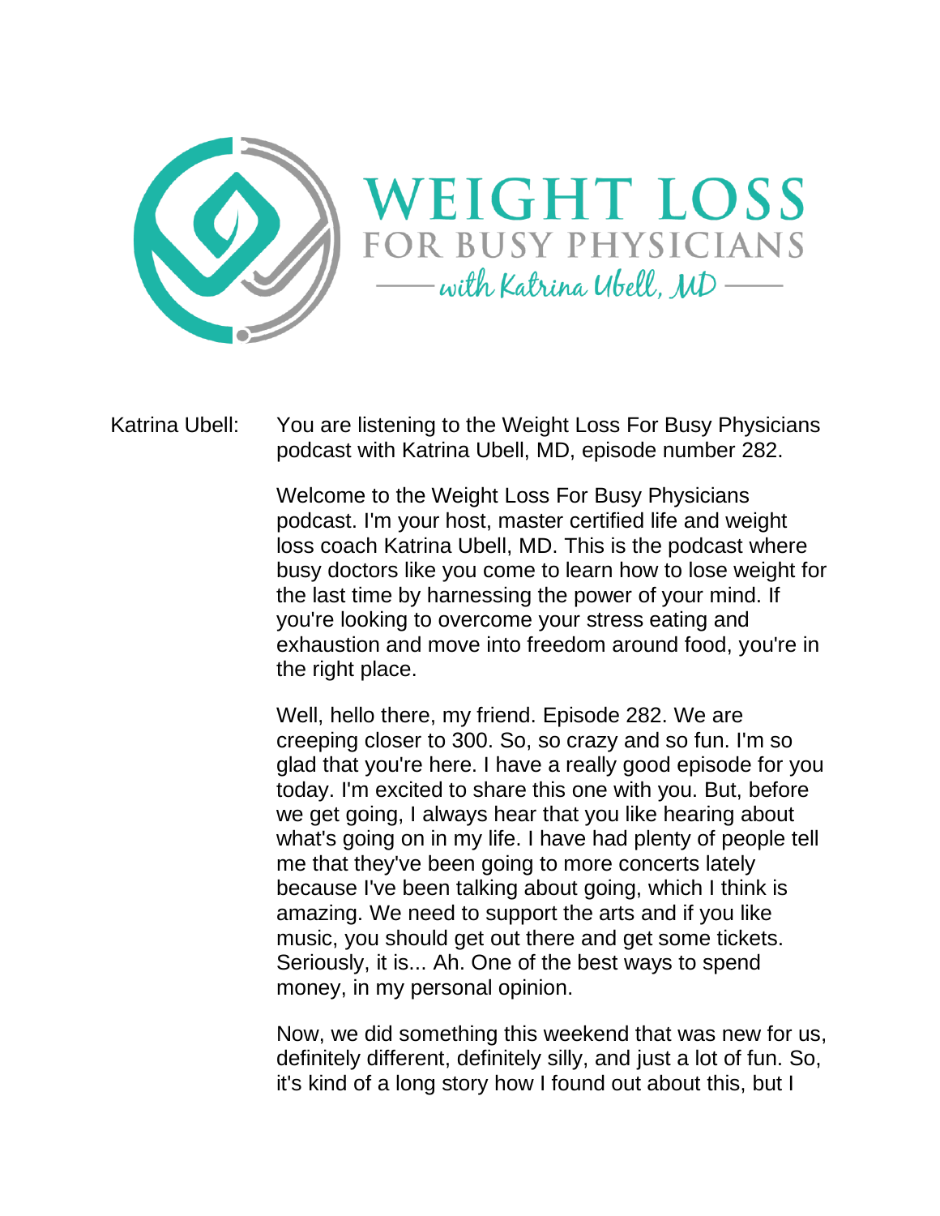# WEIGHT LOSS
## FOR BUSY PHYSICIANS
### with Katrina Ubell, MD

Katrina Ubell: You are listening to the Weight Loss For Busy Physicians podcast with Katrina Ubell, MD, episode number 282.

Welcome to the Weight Loss For Busy Physicians podcast. I'm your host, master certified life and weight loss coach Katrina Ubell, MD. This is the podcast where busy doctors like you come to learn how to lose weight for the last time by harnessing the power of your mind. If you're looking to overcome your stress eating and exhaustion and move into freedom around food, you're in the right place.

Well, hello there, my friend. Episode 282. We are creeping closer to 300. So, so crazy and so fun. I'm so glad that you're here. I have a really good episode for you today. I'm excited to share this one with you. But, before we get going, I always hear that you like hearing about what's going on in my life. I have had plenty of people tell me that they've been going to more concerts lately because I've been talking about going, which I think is amazing. We need to support the arts and if you like music, you should get out there and get some tickets. Seriously, it is... Ah. One of the best ways to spend money, in my personal opinion.

Now, we did something this weekend that was new for us, definitely different, definitely silly, and just a lot of fun. So, it's kind of a long story how I found out about this, but I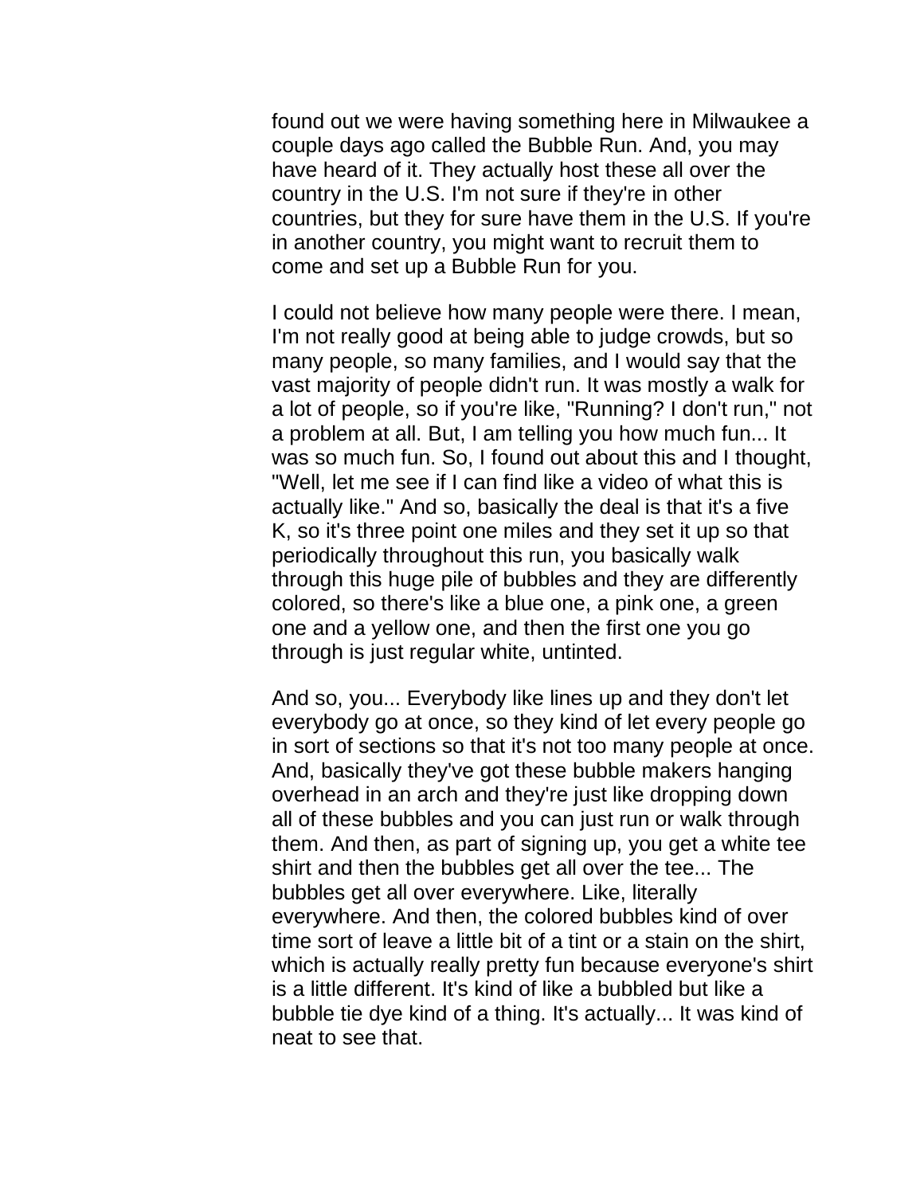found out we were having something here in Milwaukee a couple days ago called the Bubble Run. And, you may have heard of it. They actually host these all over the country in the U.S. I'm not sure if they're in other countries, but they for sure have them in the U.S. If you're in another country, you might want to recruit them to come and set up a Bubble Run for you.

I could not believe how many people were there. I mean, I'm not really good at being able to judge crowds, but so many people, so many families, and I would say that the vast majority of people didn't run. It was mostly a walk for a lot of people, so if you're like, "Running? I don't run," not a problem at all. But, I am telling you how much fun... It was so much fun. So, I found out about this and I thought, "Well, let me see if I can find like a video of what this is actually like." And so, basically the deal is that it's a five K, so it's three point one miles and they set it up so that periodically throughout this run, you basically walk through this huge pile of bubbles and they are differently colored, so there's like a blue one, a pink one, a green one and a yellow one, and then the first one you go through is just regular white, untinted.

And so, you... Everybody like lines up and they don't let everybody go at once, so they kind of let every people go in sort of sections so that it's not too many people at once. And, basically they've got these bubble makers hanging overhead in an arch and they're just like dropping down all of these bubbles and you can just run or walk through them. And then, as part of signing up, you get a white tee shirt and then the bubbles get all over the tee... The bubbles get all over everywhere. Like, literally everywhere. And then, the colored bubbles kind of over time sort of leave a little bit of a tint or a stain on the shirt, which is actually really pretty fun because everyone's shirt is a little different. It's kind of like a bubbled but like a bubble tie dye kind of a thing. It's actually... It was kind of neat to see that.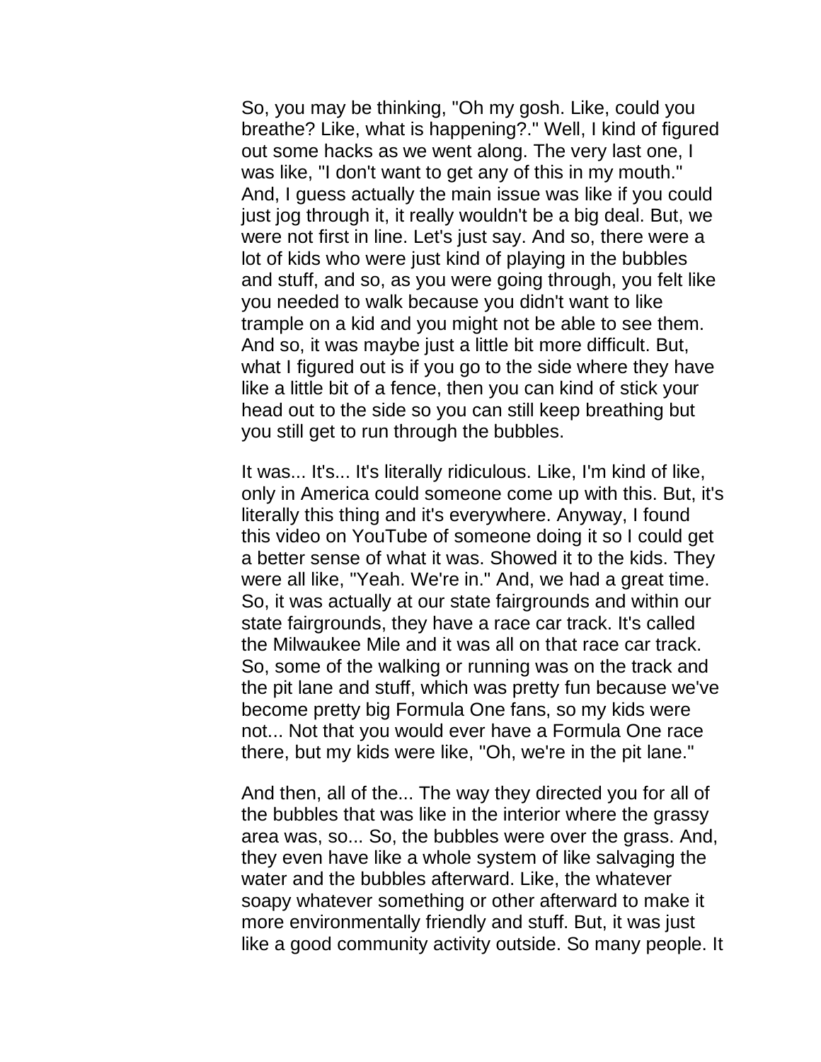So, you may be thinking, "Oh my gosh. Like, could you breathe? Like, what is happening?." Well, I kind of figured out some hacks as we went along. The very last one, I was like, "I don't want to get any of this in my mouth." And, I guess actually the main issue was like if you could just jog through it, it really wouldn't be a big deal. But, we were not first in line. Let's just say. And so, there were a lot of kids who were just kind of playing in the bubbles and stuff, and so, as you were going through, you felt like you needed to walk because you didn't want to like trample on a kid and you might not be able to see them. And so, it was maybe just a little bit more difficult. But, what I figured out is if you go to the side where they have like a little bit of a fence, then you can kind of stick your head out to the side so you can still keep breathing but you still get to run through the bubbles.

It was... It's... It's literally ridiculous. Like, I'm kind of like, only in America could someone come up with this. But, it's literally this thing and it's everywhere. Anyway, I found this video on YouTube of someone doing it so I could get a better sense of what it was. Showed it to the kids. They were all like, "Yeah. We're in." And, we had a great time. So, it was actually at our state fairgrounds and within our state fairgrounds, they have a race car track. It's called the Milwaukee Mile and it was all on that race car track. So, some of the walking or running was on the track and the pit lane and stuff, which was pretty fun because we've become pretty big Formula One fans, so my kids were not... Not that you would ever have a Formula One race there, but my kids were like, "Oh, we're in the pit lane."

And then, all of the... The way they directed you for all of the bubbles that was like in the interior where the grassy area was, so... So, the bubbles were over the grass. And, they even have like a whole system of like salvaging the water and the bubbles afterward. Like, the whatever soapy whatever something or other afterward to make it more environmentally friendly and stuff. But, it was just like a good community activity outside. So many people. It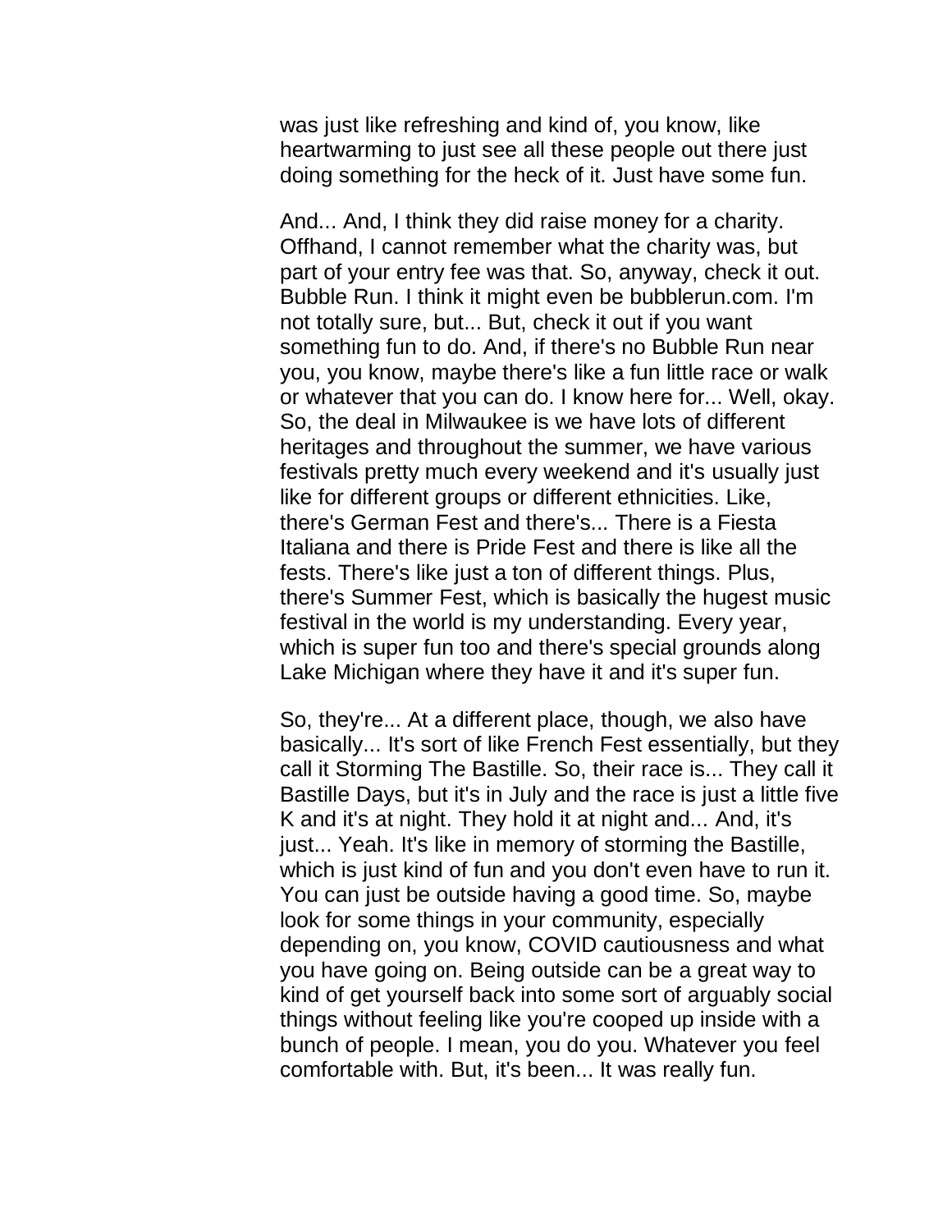was just like refreshing and kind of, you know, like heartwarming to just see all these people out there just doing something for the heck of it. Just have some fun.

And... And, I think they did raise money for a charity. Offhand, I cannot remember what the charity was, but part of your entry fee was that. So, anyway, check it out. Bubble Run. I think it might even be bubblerun.com. I'm not totally sure, but... But, check it out if you want something fun to do. And, if there's no Bubble Run near you, you know, maybe there's like a fun little race or walk or whatever that you can do. I know here for... Well, okay. So, the deal in Milwaukee is we have lots of different heritages and throughout the summer, we have various festivals pretty much every weekend and it's usually just like for different groups or different ethnicities. Like, there's German Fest and there's... There is a Fiesta Italiana and there is Pride Fest and there is like all the fests. There's like just a ton of different things. Plus, there's Summer Fest, which is basically the hugest music festival in the world is my understanding. Every year, which is super fun too and there's special grounds along Lake Michigan where they have it and it's super fun.

So, they're... At a different place, though, we also have basically... It's sort of like French Fest essentially, but they call it Storming The Bastille. So, their race is... They call it Bastille Days, but it's in July and the race is just a little five K and it's at night. They hold it at night and... And, it's just... Yeah. It's like in memory of storming the Bastille, which is just kind of fun and you don't even have to run it. You can just be outside having a good time. So, maybe look for some things in your community, especially depending on, you know, COVID cautiousness and what you have going on. Being outside can be a great way to kind of get yourself back into some sort of arguably social things without feeling like you're cooped up inside with a bunch of people. I mean, you do you. Whatever you feel comfortable with. But, it's been... It was really fun.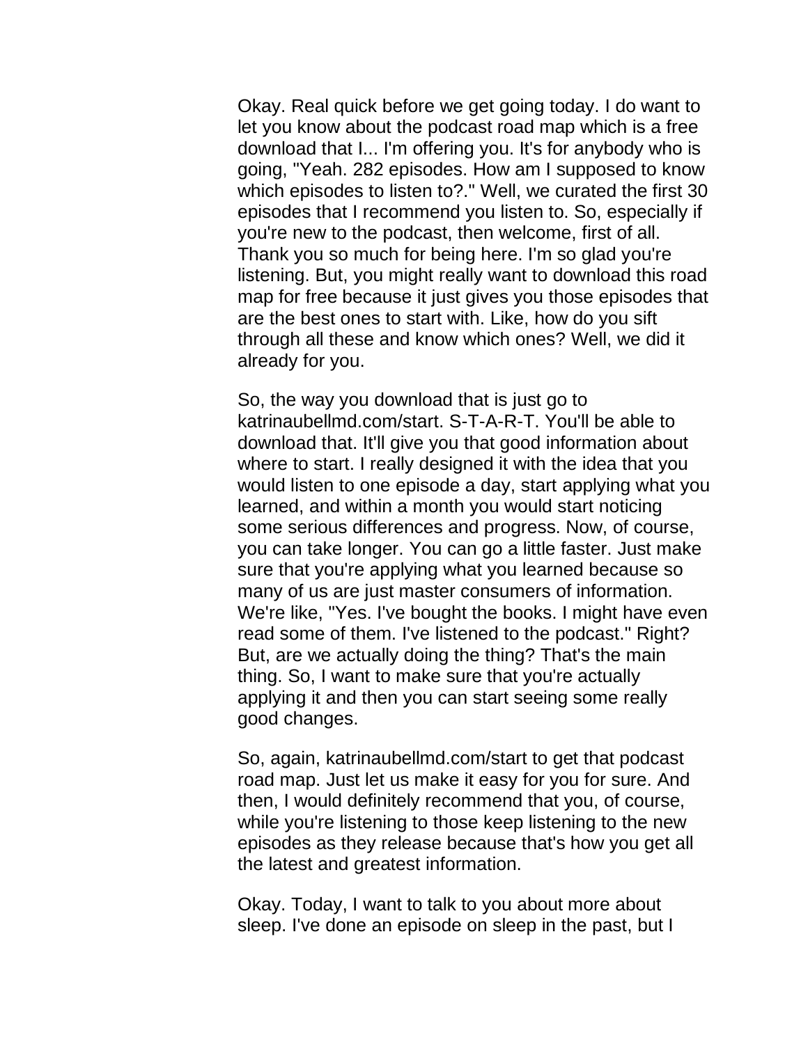Okay. Real quick before we get going today. I do want to let you know about the podcast road map which is a free download that I... I'm offering you. It's for anybody who is going, "Yeah. 282 episodes. How am I supposed to know which episodes to listen to?." Well, we curated the first 30 episodes that I recommend you listen to. So, especially if you're new to the podcast, then welcome, first of all. Thank you so much for being here. I'm so glad you're listening. But, you might really want to download this road map for free because it just gives you those episodes that are the best ones to start with. Like, how do you sift through all these and know which ones? Well, we did it already for you.

So, the way you download that is just go to katrinaubellmd.com/start. S-T-A-R-T. You'll be able to download that. It'll give you that good information about where to start. I really designed it with the idea that you would listen to one episode a day, start applying what you learned, and within a month you would start noticing some serious differences and progress. Now, of course, you can take longer. You can go a little faster. Just make sure that you're applying what you learned because so many of us are just master consumers of information. We're like, "Yes. I've bought the books. I might have even read some of them. I've listened to the podcast." Right? But, are we actually doing the thing? That's the main thing. So, I want to make sure that you're actually applying it and then you can start seeing some really good changes.

So, again, katrinaubellmd.com/start to get that podcast road map. Just let us make it easy for you for sure. And then, I would definitely recommend that you, of course, while you're listening to those keep listening to the new episodes as they release because that's how you get all the latest and greatest information.

Okay. Today, I want to talk to you about more about sleep. I've done an episode on sleep in the past, but I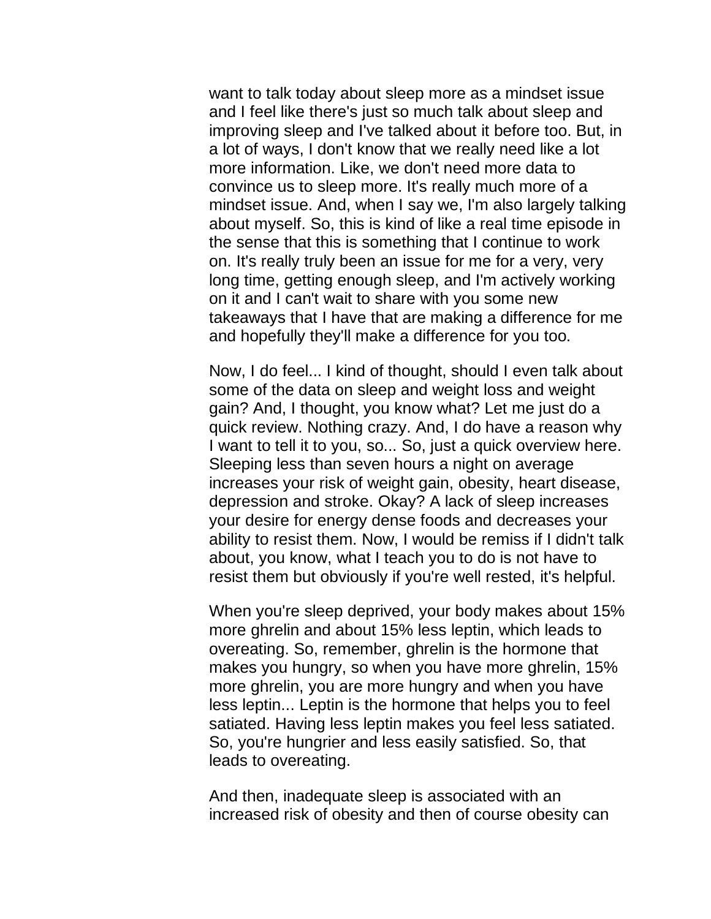want to talk today about sleep more as a mindset issue and I feel like there's just so much talk about sleep and improving sleep and I've talked about it before too. But, in a lot of ways, I don't know that we really need like a lot more information. Like, we don't need more data to convince us to sleep more. It's really much more of a mindset issue. And, when I say we, I'm also largely talking about myself. So, this is kind of like a real time episode in the sense that this is something that I continue to work on. It's really truly been an issue for me for a very, very long time, getting enough sleep, and I'm actively working on it and I can't wait to share with you some new takeaways that I have that are making a difference for me and hopefully they'll make a difference for you too.

Now, I do feel... I kind of thought, should I even talk about some of the data on sleep and weight loss and weight gain? And, I thought, you know what? Let me just do a quick review. Nothing crazy. And, I do have a reason why I want to tell it to you, so... So, just a quick overview here. Sleeping less than seven hours a night on average increases your risk of weight gain, obesity, heart disease, depression and stroke. Okay? A lack of sleep increases your desire for energy dense foods and decreases your ability to resist them. Now, I would be remiss if I didn't talk about, you know, what I teach you to do is not have to resist them but obviously if you're well rested, it's helpful.

When you're sleep deprived, your body makes about 15% more ghrelin and about 15% less leptin, which leads to overeating. So, remember, ghrelin is the hormone that makes you hungry, so when you have more ghrelin, 15% more ghrelin, you are more hungry and when you have less leptin... Leptin is the hormone that helps you to feel satiated. Having less leptin makes you feel less satiated. So, you're hungrier and less easily satisfied. So, that leads to overeating.

And then, inadequate sleep is associated with an increased risk of obesity and then of course obesity can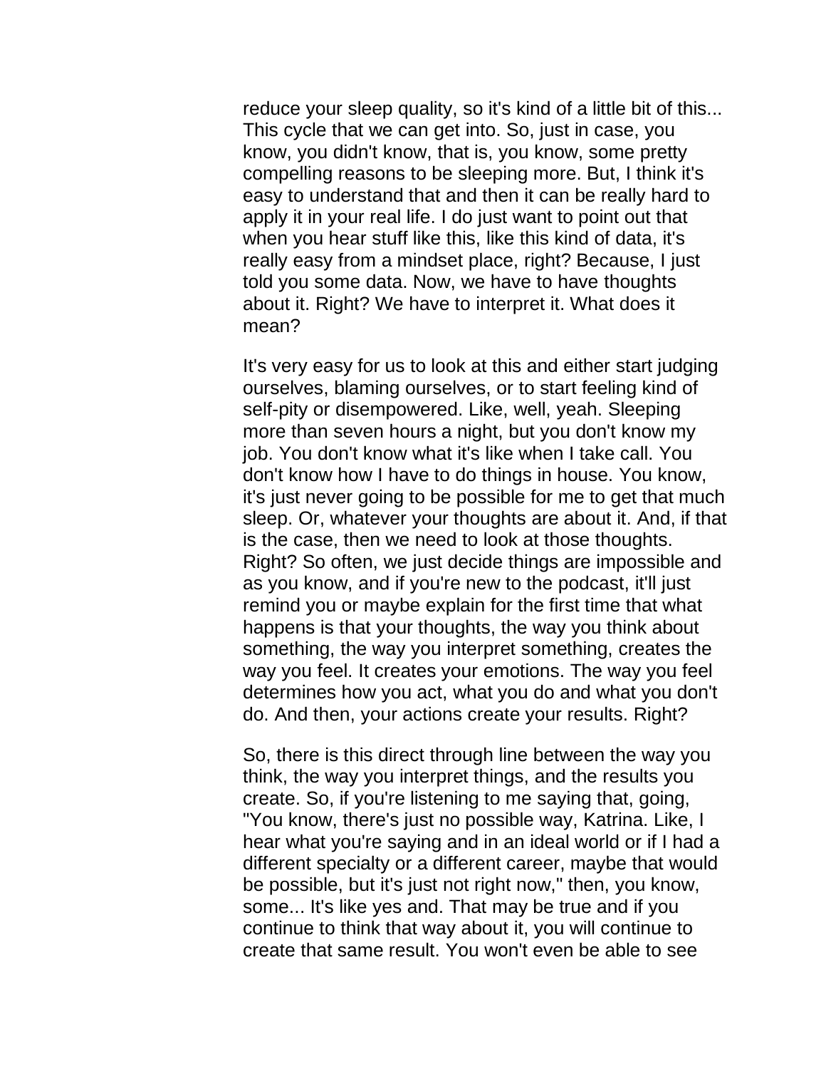reduce your sleep quality, so it's kind of a little bit of this... This cycle that we can get into. So, just in case, you know, you didn't know, that is, you know, some pretty compelling reasons to be sleeping more. But, I think it's easy to understand that and then it can be really hard to apply it in your real life. I do just want to point out that when you hear stuff like this, like this kind of data, it's really easy from a mindset place, right? Because, I just told you some data. Now, we have to have thoughts about it. Right? We have to interpret it. What does it mean?

It's very easy for us to look at this and either start judging ourselves, blaming ourselves, or to start feeling kind of self-pity or disempowered. Like, well, yeah. Sleeping more than seven hours a night, but you don't know my job. You don't know what it's like when I take call. You don't know how I have to do things in house. You know, it's just never going to be possible for me to get that much sleep. Or, whatever your thoughts are about it. And, if that is the case, then we need to look at those thoughts. Right? So often, we just decide things are impossible and as you know, and if you're new to the podcast, it'll just remind you or maybe explain for the first time that what happens is that your thoughts, the way you think about something, the way you interpret something, creates the way you feel. It creates your emotions. The way you feel determines how you act, what you do and what you don't do. And then, your actions create your results. Right?

So, there is this direct through line between the way you think, the way you interpret things, and the results you create. So, if you're listening to me saying that, going, "You know, there's just no possible way, Katrina. Like, I hear what you're saying and in an ideal world or if I had a different specialty or a different career, maybe that would be possible, but it's just not right now," then, you know, some... It's like yes and. That may be true and if you continue to think that way about it, you will continue to create that same result. You won't even be able to see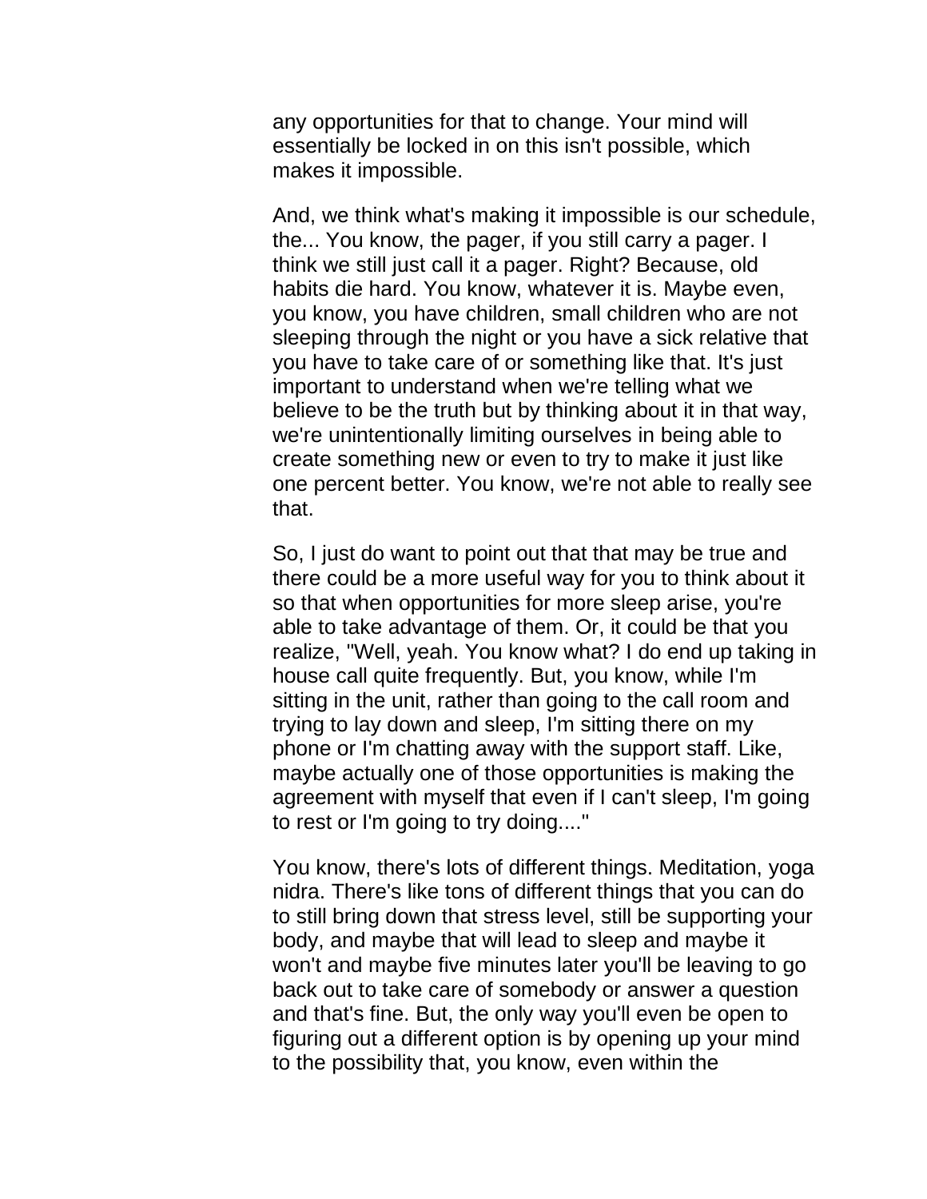any opportunities for that to change. Your mind will essentially be locked in on this isn't possible, which makes it impossible.

And, we think what's making it impossible is our schedule, the... You know, the pager, if you still carry a pager. I think we still just call it a pager. Right? Because, old habits die hard. You know, whatever it is. Maybe even, you know, you have children, small children who are not sleeping through the night or you have a sick relative that you have to take care of or something like that. It's just important to understand when we're telling what we believe to be the truth but by thinking about it in that way, we're unintentionally limiting ourselves in being able to create something new or even to try to make it just like one percent better. You know, we're not able to really see that.

So, I just do want to point out that that may be true and there could be a more useful way for you to think about it so that when opportunities for more sleep arise, you're able to take advantage of them. Or, it could be that you realize, "Well, yeah. You know what? I do end up taking in house call quite frequently. But, you know, while I'm sitting in the unit, rather than going to the call room and trying to lay down and sleep, I'm sitting there on my phone or I'm chatting away with the support staff. Like, maybe actually one of those opportunities is making the agreement with myself that even if I can't sleep, I'm going to rest or I'm going to try doing...."

You know, there's lots of different things. Meditation, yoga nidra. There's like tons of different things that you can do to still bring down that stress level, still be supporting your body, and maybe that will lead to sleep and maybe it won't and maybe five minutes later you'll be leaving to go back out to take care of somebody or answer a question and that's fine. But, the only way you'll even be open to figuring out a different option is by opening up your mind to the possibility that, you know, even within the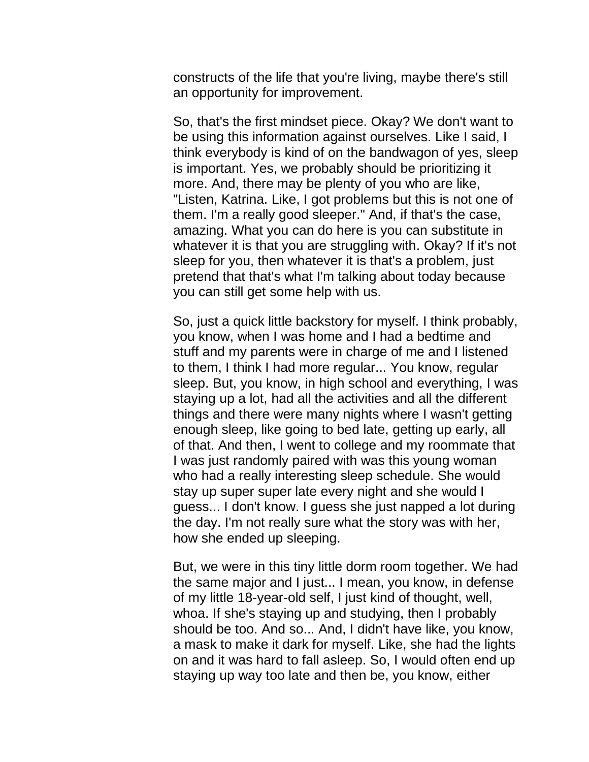constructs of the life that you're living, maybe there's still an opportunity for improvement.

So, that's the first mindset piece. Okay? We don't want to be using this information against ourselves. Like I said, I think everybody is kind of on the bandwagon of yes, sleep is important. Yes, we probably should be prioritizing it more. And, there may be plenty of you who are like, "Listen, Katrina. Like, I got problems but this is not one of them. I'm a really good sleeper." And, if that's the case, amazing. What you can do here is you can substitute in whatever it is that you are struggling with. Okay? If it's not sleep for you, then whatever it is that's a problem, just pretend that that's what I'm talking about today because you can still get some help with us.

So, just a quick little backstory for myself. I think probably, you know, when I was home and I had a bedtime and stuff and my parents were in charge of me and I listened to them, I think I had more regular... You know, regular sleep. But, you know, in high school and everything, I was staying up a lot, had all the activities and all the different things and there were many nights where I wasn't getting enough sleep, like going to bed late, getting up early, all of that. And then, I went to college and my roommate that I was just randomly paired with was this young woman who had a really interesting sleep schedule. She would stay up super super late every night and she would I guess... I don't know. I guess she just napped a lot during the day. I'm not really sure what the story was with her, how she ended up sleeping.

But, we were in this tiny little dorm room together. We had the same major and I just... I mean, you know, in defense of my little 18-year-old self, I just kind of thought, well, whoa. If she's staying up and studying, then I probably should be too. And so... And, I didn't have like, you know, a mask to make it dark for myself. Like, she had the lights on and it was hard to fall asleep. So, I would often end up staying up way too late and then be, you know, either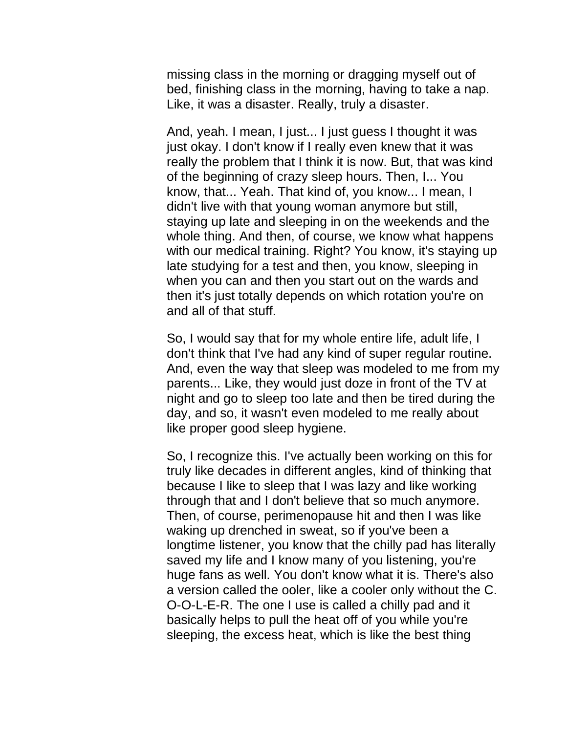missing class in the morning or dragging myself out of bed, finishing class in the morning, having to take a nap. Like, it was a disaster. Really, truly a disaster.

And, yeah. I mean, I just... I just guess I thought it was just okay. I don't know if I really even knew that it was really the problem that I think it is now. But, that was kind of the beginning of crazy sleep hours. Then, I... You know, that... Yeah. That kind of, you know... I mean, I didn't live with that young woman anymore but still, staying up late and sleeping in on the weekends and the whole thing. And then, of course, we know what happens with our medical training. Right? You know, it's staying up late studying for a test and then, you know, sleeping in when you can and then you start out on the wards and then it's just totally depends on which rotation you're on and all of that stuff.

So, I would say that for my whole entire life, adult life, I don't think that I've had any kind of super regular routine. And, even the way that sleep was modeled to me from my parents... Like, they would just doze in front of the TV at night and go to sleep too late and then be tired during the day, and so, it wasn't even modeled to me really about like proper good sleep hygiene.

So, I recognize this. I've actually been working on this for truly like decades in different angles, kind of thinking that because I like to sleep that I was lazy and like working through that and I don't believe that so much anymore. Then, of course, perimenopause hit and then I was like waking up drenched in sweat, so if you've been a longtime listener, you know that the chilly pad has literally saved my life and I know many of you listening, you're huge fans as well. You don't know what it is. There's also a version called the ooler, like a cooler only without the C. O-O-L-E-R. The one I use is called a chilly pad and it basically helps to pull the heat off of you while you're sleeping, the excess heat, which is like the best thing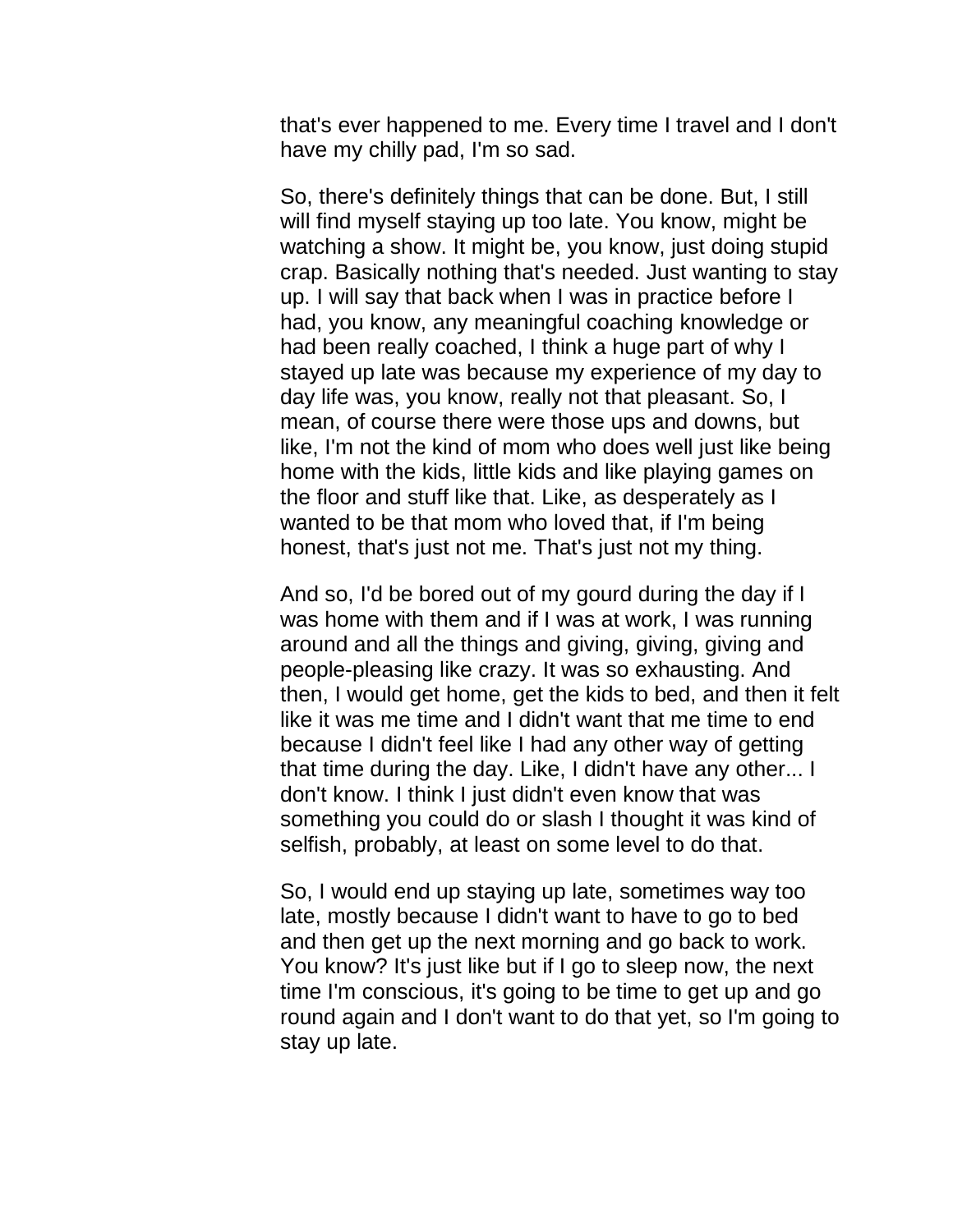that's ever happened to me. Every time I travel and I don't have my chilly pad, I'm so sad.

So, there's definitely things that can be done. But, I still will find myself staying up too late. You know, might be watching a show. It might be, you know, just doing stupid crap. Basically nothing that's needed. Just wanting to stay up. I will say that back when I was in practice before I had, you know, any meaningful coaching knowledge or had been really coached, I think a huge part of why I stayed up late was because my experience of my day to day life was, you know, really not that pleasant. So, I mean, of course there were those ups and downs, but like, I'm not the kind of mom who does well just like being home with the kids, little kids and like playing games on the floor and stuff like that. Like, as desperately as I wanted to be that mom who loved that, if I'm being honest, that's just not me. That's just not my thing.

And so, I'd be bored out of my gourd during the day if I was home with them and if I was at work, I was running around and all the things and giving, giving, giving and people-pleasing like crazy. It was so exhausting. And then, I would get home, get the kids to bed, and then it felt like it was me time and I didn't want that me time to end because I didn't feel like I had any other way of getting that time during the day. Like, I didn't have any other... I don't know. I think I just didn't even know that was something you could do or slash I thought it was kind of selfish, probably, at least on some level to do that.

So, I would end up staying up late, sometimes way too late, mostly because I didn't want to have to go to bed and then get up the next morning and go back to work. You know? It's just like but if I go to sleep now, the next time I'm conscious, it's going to be time to get up and go round again and I don't want to do that yet, so I'm going to stay up late.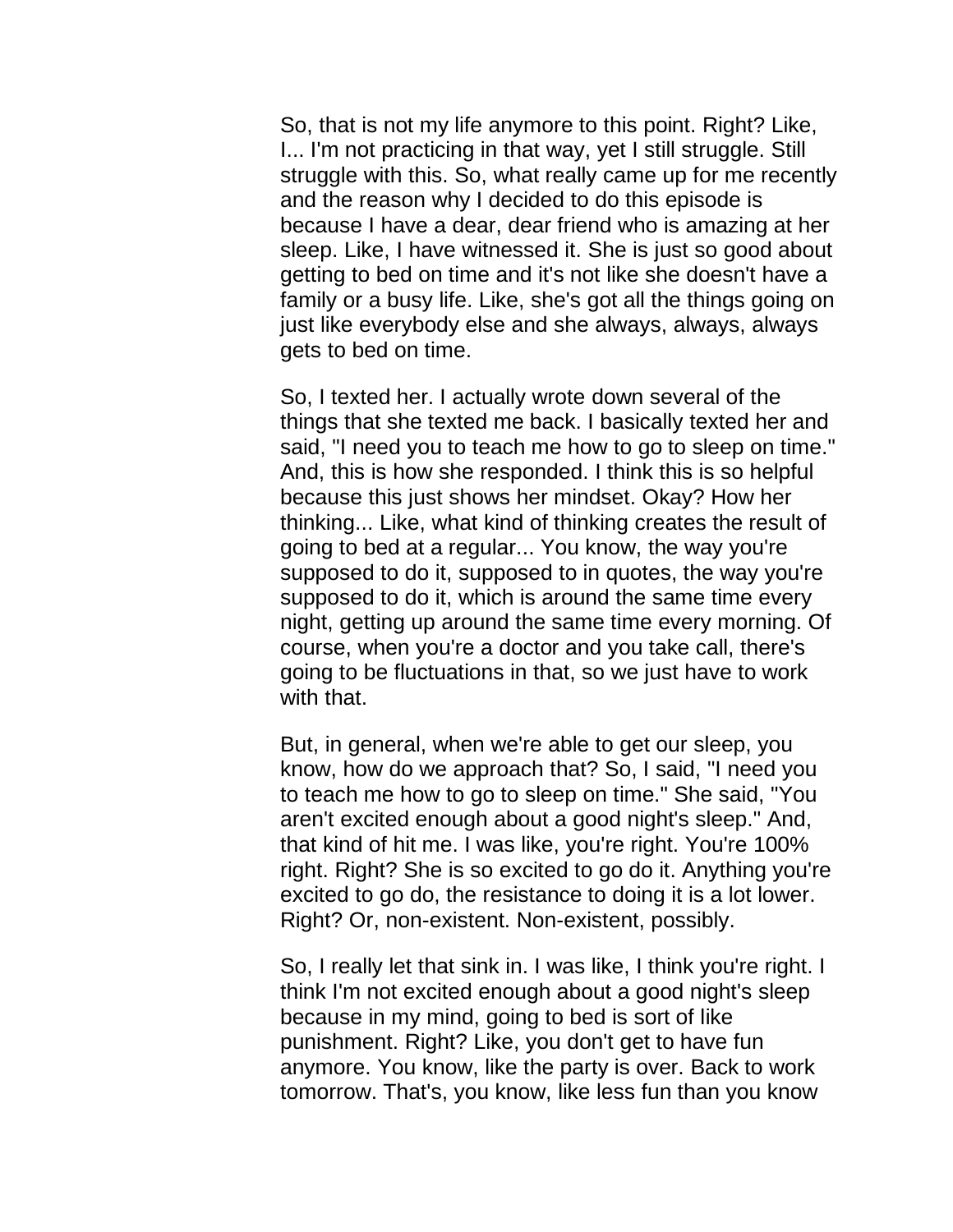So, that is not my life anymore to this point. Right? Like, I... I'm not practicing in that way, yet I still struggle. Still struggle with this. So, what really came up for me recently and the reason why I decided to do this episode is because I have a dear, dear friend who is amazing at her sleep. Like, I have witnessed it. She is just so good about getting to bed on time and it's not like she doesn't have a family or a busy life. Like, she's got all the things going on just like everybody else and she always, always, always gets to bed on time.

So, I texted her. I actually wrote down several of the things that she texted me back. I basically texted her and said, "I need you to teach me how to go to sleep on time." And, this is how she responded. I think this is so helpful because this just shows her mindset. Okay? How her thinking... Like, what kind of thinking creates the result of going to bed at a regular... You know, the way you're supposed to do it, supposed to in quotes, the way you're supposed to do it, which is around the same time every night, getting up around the same time every morning. Of course, when you're a doctor and you take call, there's going to be fluctuations in that, so we just have to work with that.

But, in general, when we're able to get our sleep, you know, how do we approach that? So, I said, "I need you to teach me how to go to sleep on time." She said, "You aren't excited enough about a good night's sleep." And, that kind of hit me. I was like, you're right. You're 100% right. Right? She is so excited to go do it. Anything you're excited to go do, the resistance to doing it is a lot lower. Right? Or, non-existent. Non-existent, possibly.

So, I really let that sink in. I was like, I think you're right. I think I'm not excited enough about a good night's sleep because in my mind, going to bed is sort of like punishment. Right? Like, you don't get to have fun anymore. You know, like the party is over. Back to work tomorrow. That's, you know, like less fun than you know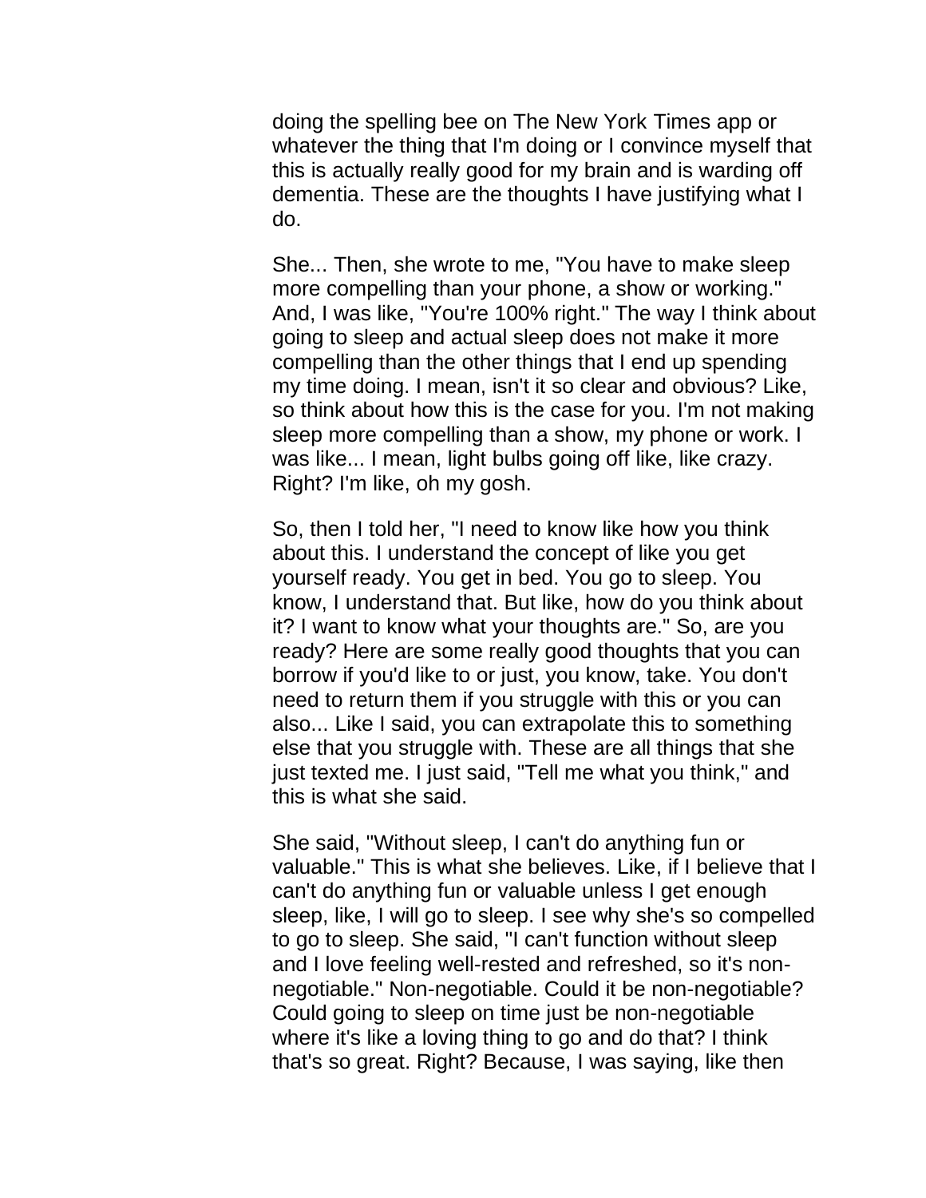doing the spelling bee on The New York Times app or whatever the thing that I'm doing or I convince myself that this is actually really good for my brain and is warding off dementia. These are the thoughts I have justifying what I do.

She... Then, she wrote to me, "You have to make sleep more compelling than your phone, a show or working." And, I was like, "You're 100% right." The way I think about going to sleep and actual sleep does not make it more compelling than the other things that I end up spending my time doing. I mean, isn't it so clear and obvious? Like, so think about how this is the case for you. I'm not making sleep more compelling than a show, my phone or work. I was like... I mean, light bulbs going off like, like crazy. Right? I'm like, oh my gosh.

So, then I told her, "I need to know like how you think about this. I understand the concept of like you get yourself ready. You get in bed. You go to sleep. You know, I understand that. But like, how do you think about it? I want to know what your thoughts are." So, are you ready? Here are some really good thoughts that you can borrow if you'd like to or just, you know, take. You don't need to return them if you struggle with this or you can also... Like I said, you can extrapolate this to something else that you struggle with. These are all things that she just texted me. I just said, "Tell me what you think," and this is what she said.

She said, "Without sleep, I can't do anything fun or valuable." This is what she believes. Like, if I believe that I can't do anything fun or valuable unless I get enough sleep, like, I will go to sleep. I see why she's so compelled to go to sleep. She said, "I can't function without sleep and I love feeling well-rested and refreshed, so it's non-negotiable." Non-negotiable. Could it be non-negotiable? Could going to sleep on time just be non-negotiable where it's like a loving thing to go and do that? I think that's so great. Right? Because, I was saying, like then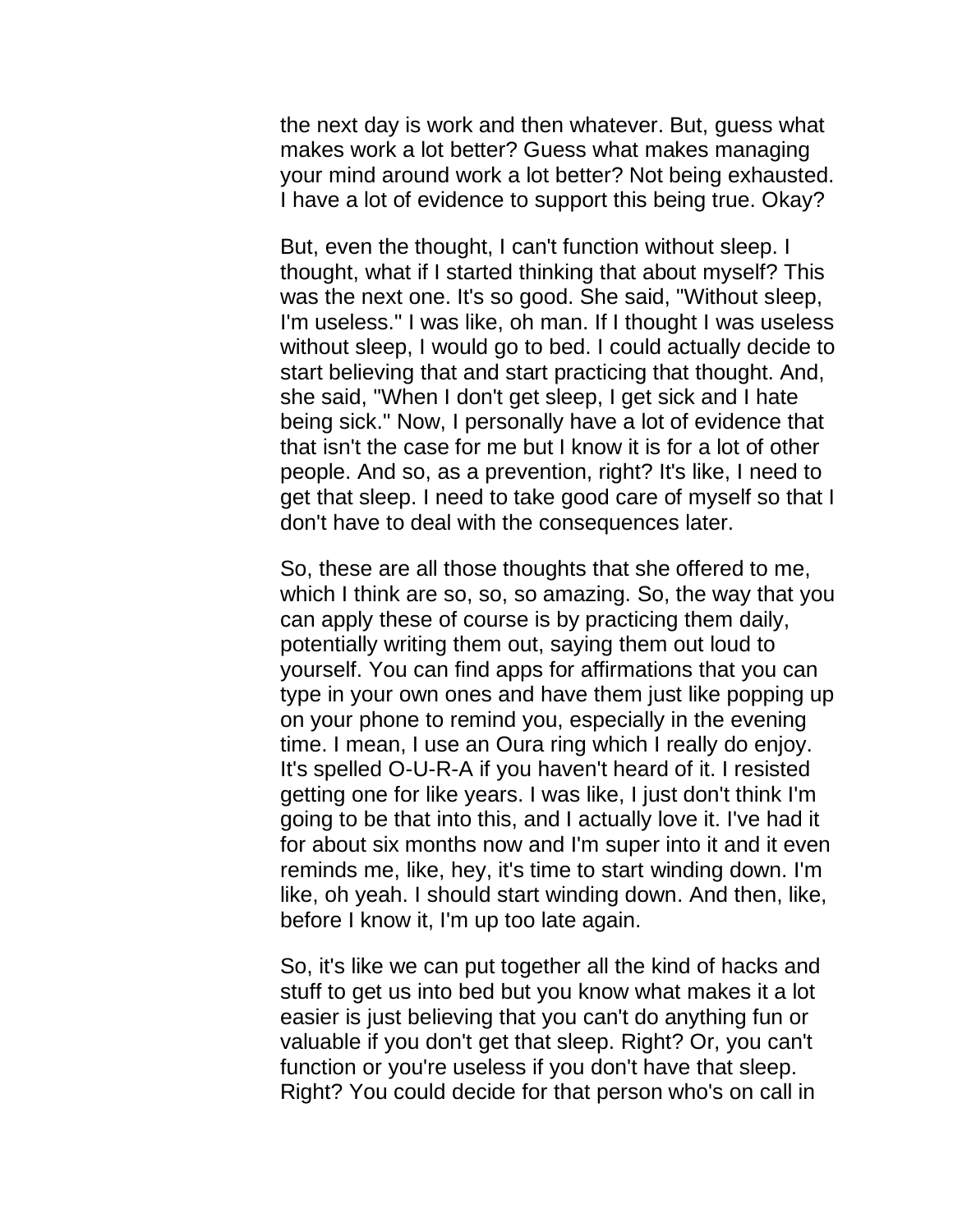the next day is work and then whatever. But, guess what makes work a lot better? Guess what makes managing your mind around work a lot better? Not being exhausted. I have a lot of evidence to support this being true. Okay?

But, even the thought, I can't function without sleep. I thought, what if I started thinking that about myself? This was the next one. It's so good. She said, "Without sleep, I'm useless." I was like, oh man. If I thought I was useless without sleep, I would go to bed. I could actually decide to start believing that and start practicing that thought. And, she said, "When I don't get sleep, I get sick and I hate being sick." Now, I personally have a lot of evidence that that isn't the case for me but I know it is for a lot of other people. And so, as a prevention, right? It's like, I need to get that sleep. I need to take good care of myself so that I don't have to deal with the consequences later.

So, these are all those thoughts that she offered to me, which I think are so, so, so amazing. So, the way that you can apply these of course is by practicing them daily, potentially writing them out, saying them out loud to yourself. You can find apps for affirmations that you can type in your own ones and have them just like popping up on your phone to remind you, especially in the evening time. I mean, I use an Oura ring which I really do enjoy. It's spelled O-U-R-A if you haven't heard of it. I resisted getting one for like years. I was like, I just don't think I'm going to be that into this, and I actually love it. I've had it for about six months now and I'm super into it and it even reminds me, like, hey, it's time to start winding down. I'm like, oh yeah. I should start winding down. And then, like, before I know it, I'm up too late again.

So, it's like we can put together all the kind of hacks and stuff to get us into bed but you know what makes it a lot easier is just believing that you can't do anything fun or valuable if you don't get that sleep. Right? Or, you can't function or you're useless if you don't have that sleep. Right? You could decide for that person who's on call in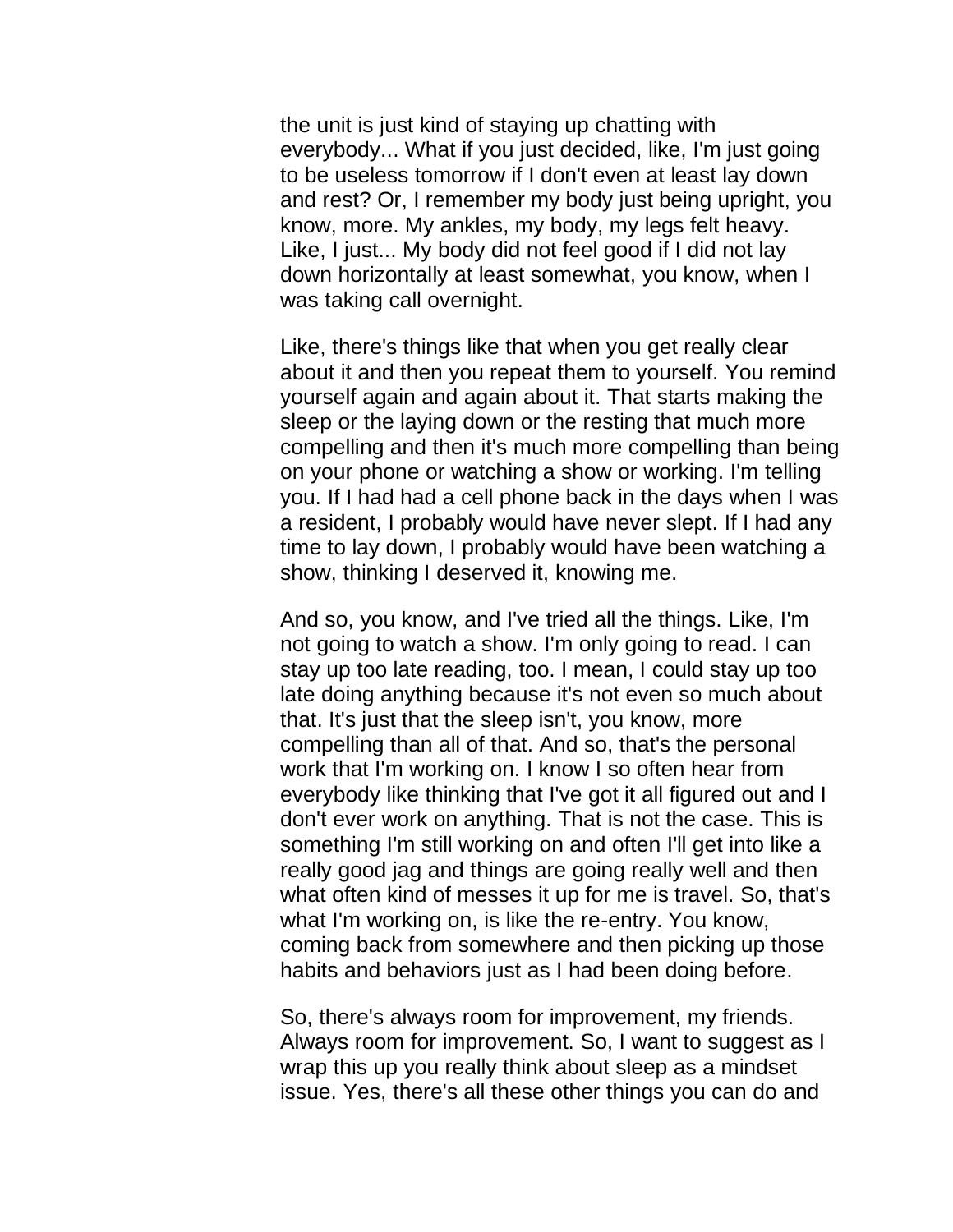the unit is just kind of staying up chatting with everybody... What if you just decided, like, I'm just going to be useless tomorrow if I don't even at least lay down and rest? Or, I remember my body just being upright, you know, more. My ankles, my body, my legs felt heavy. Like, I just... My body did not feel good if I did not lay down horizontally at least somewhat, you know, when I was taking call overnight.

Like, there's things like that when you get really clear about it and then you repeat them to yourself. You remind yourself again and again about it. That starts making the sleep or the laying down or the resting that much more compelling and then it's much more compelling than being on your phone or watching a show or working. I'm telling you. If I had had a cell phone back in the days when I was a resident, I probably would have never slept. If I had any time to lay down, I probably would have been watching a show, thinking I deserved it, knowing me.

And so, you know, and I've tried all the things. Like, I'm not going to watch a show. I'm only going to read. I can stay up too late reading, too. I mean, I could stay up too late doing anything because it's not even so much about that. It's just that the sleep isn't, you know, more compelling than all of that. And so, that's the personal work that I'm working on. I know I so often hear from everybody like thinking that I've got it all figured out and I don't ever work on anything. That is not the case. This is something I'm still working on and often I'll get into like a really good jag and things are going really well and then what often kind of messes it up for me is travel. So, that's what I'm working on, is like the re-entry. You know, coming back from somewhere and then picking up those habits and behaviors just as I had been doing before.

So, there's always room for improvement, my friends. Always room for improvement. So, I want to suggest as I wrap this up you really think about sleep as a mindset issue. Yes, there's all these other things you can do and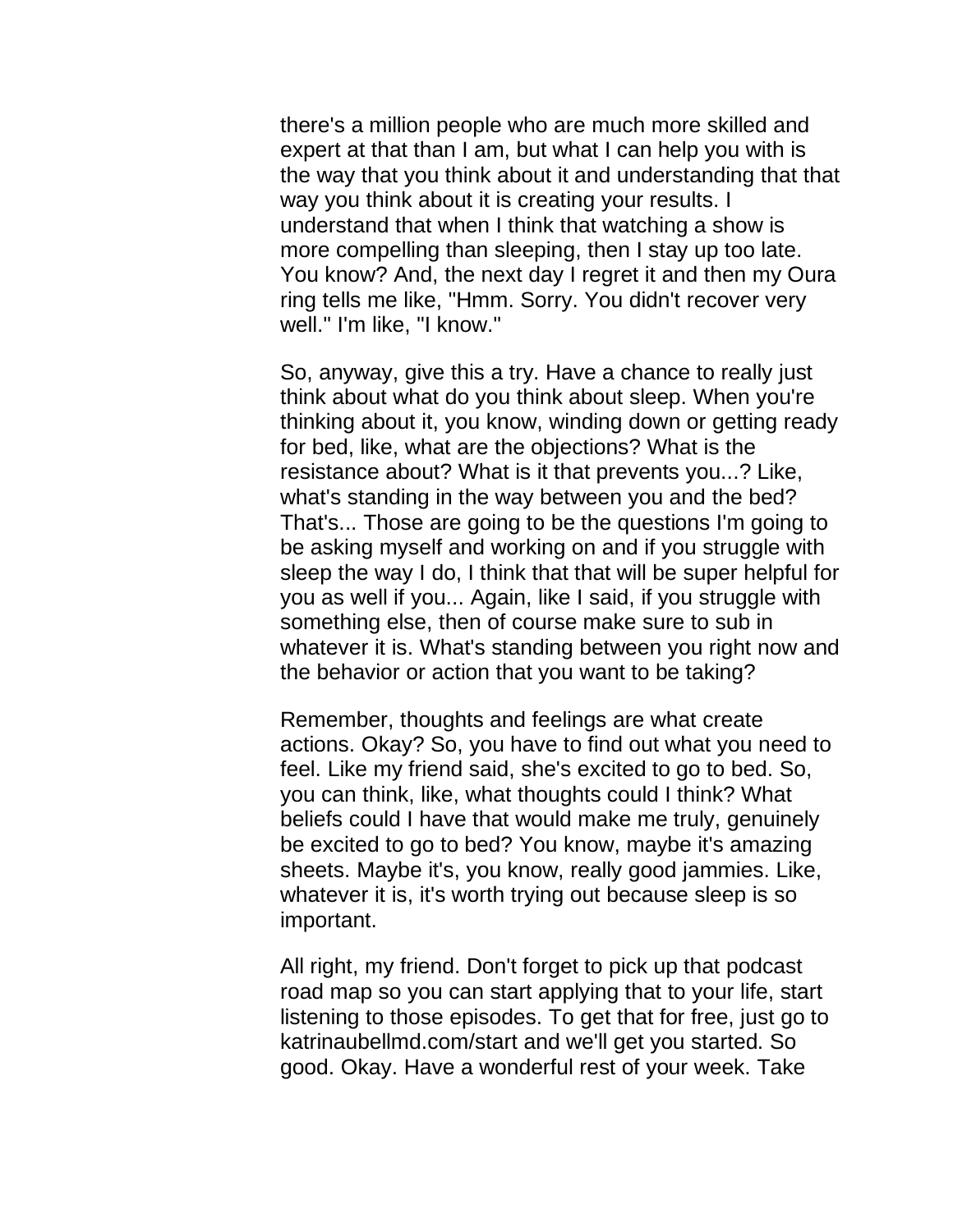there's a million people who are much more skilled and expert at that than I am, but what I can help you with is the way that you think about it and understanding that that way you think about it is creating your results. I understand that when I think that watching a show is more compelling than sleeping, then I stay up too late. You know? And, the next day I regret it and then my Oura ring tells me like, "Hmm. Sorry. You didn't recover very well." I'm like, "I know."

So, anyway, give this a try. Have a chance to really just think about what do you think about sleep. When you're thinking about it, you know, winding down or getting ready for bed, like, what are the objections? What is the resistance about? What is it that prevents you...? Like, what's standing in the way between you and the bed? That's... Those are going to be the questions I'm going to be asking myself and working on and if you struggle with sleep the way I do, I think that that will be super helpful for you as well if you... Again, like I said, if you struggle with something else, then of course make sure to sub in whatever it is. What's standing between you right now and the behavior or action that you want to be taking?

Remember, thoughts and feelings are what create actions. Okay? So, you have to find out what you need to feel. Like my friend said, she's excited to go to bed. So, you can think, like, what thoughts could I think? What beliefs could I have that would make me truly, genuinely be excited to go to bed? You know, maybe it's amazing sheets. Maybe it's, you know, really good jammies. Like, whatever it is, it's worth trying out because sleep is so important.

All right, my friend. Don't forget to pick up that podcast road map so you can start applying that to your life, start listening to those episodes. To get that for free, just go to katrinaubellmd.com/start and we'll get you started. So good. Okay. Have a wonderful rest of your week. Take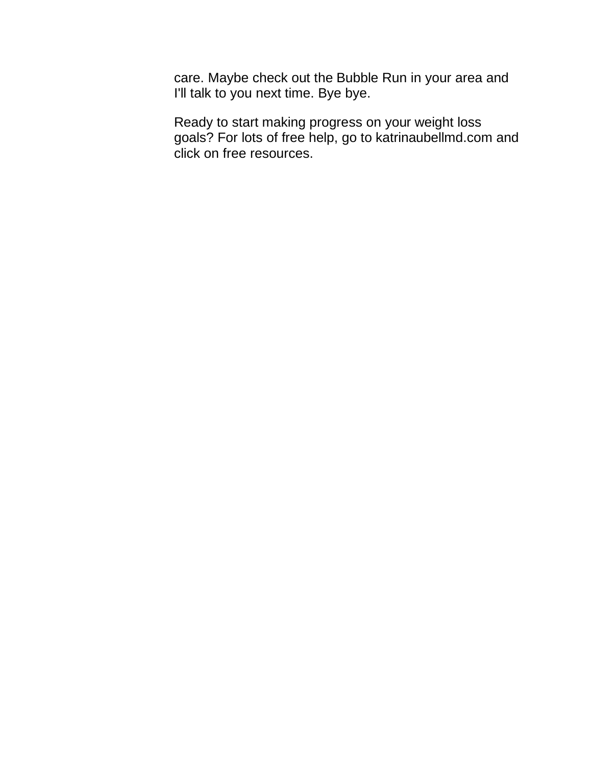care. Maybe check out the Bubble Run in your area and I'll talk to you next time. Bye bye.

Ready to start making progress on your weight loss goals? For lots of free help, go to katrinaubellmd.com and click on free resources.